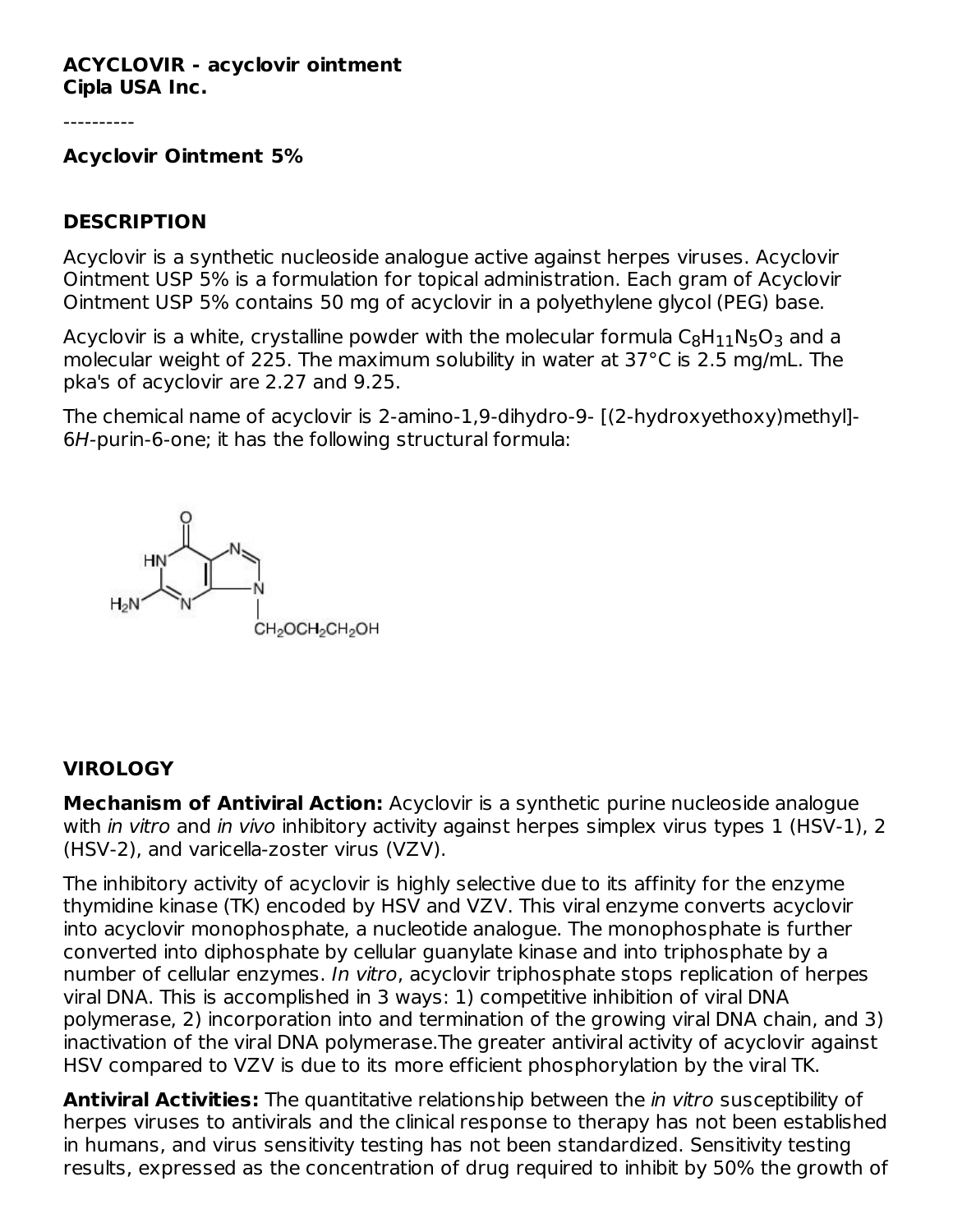**ACYCLOVIR - acyclovir ointment**
**Cipla USA Inc.**

----------

**Acyclovir Ointment 5%**

## DESCRIPTION

Acyclovir is a synthetic nucleoside analogue active against herpes viruses. Acyclovir Ointment USP 5% is a formulation for topical administration. Each gram of Acyclovir Ointment USP 5% contains 50 mg of acyclovir in a polyethylene glycol (PEG) base.

Acyclovir is a white, crystalline powder with the molecular formula $C_8H_{11}N_5O_3$ and a molecular weight of 225. The maximum solubility in water at 37°C is 2.5 mg/mL. The pka's of acyclovir are 2.27 and 9.25.

The chemical name of acyclovir is 2-amino-1,9-dihydro-9- [(2-hydroxyethoxy)methyl]-6*H*-purin-6-one; it has the following structural formula:

## VIROLOGY

**Mechanism of Antiviral Action:** Acyclovir is a synthetic purine nucleoside analogue with *in vitro* and *in vivo* inhibitory activity against herpes simplex virus types 1 (HSV-1), 2 (HSV-2), and varicella-zoster virus (VZV).

The inhibitory activity of acyclovir is highly selective due to its affinity for the enzyme thymidine kinase (TK) encoded by HSV and VZV. This viral enzyme converts acyclovir into acyclovir monophosphate, a nucleotide analogue. The monophosphate is further converted into diphosphate by cellular guanylate kinase and into triphosphate by a number of cellular enzymes. *In vitro*, acyclovir triphosphate stops replication of herpes viral DNA. This is accomplished in 3 ways: 1) competitive inhibition of viral DNA polymerase, 2) incorporation into and termination of the growing viral DNA chain, and 3) inactivation of the viral DNA polymerase.The greater antiviral activity of acyclovir against HSV compared to VZV is due to its more efficient phosphorylation by the viral TK.

**Antiviral Activities:** The quantitative relationship between the *in vitro* susceptibility of herpes viruses to antivirals and the clinical response to therapy has not been established in humans, and virus sensitivity testing has not been standardized. Sensitivity testing results, expressed as the concentration of drug required to inhibit by 50% the growth of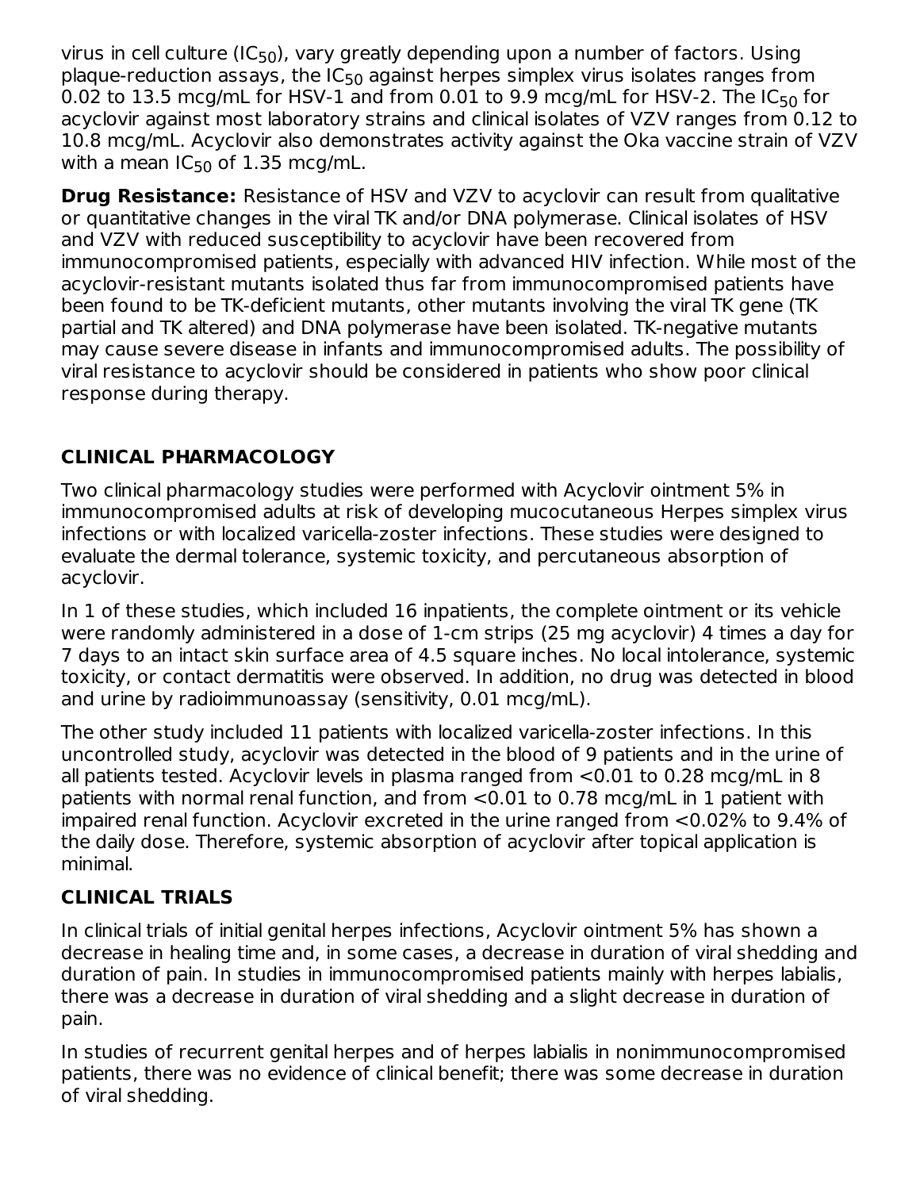virus in cell culture ($IC_{50}$), vary greatly depending upon a number of factors. Using plaque-reduction assays, the $IC_{50}$ against herpes simplex virus isolates ranges from 0.02 to 13.5 mcg/mL for HSV-1 and from 0.01 to 9.9 mcg/mL for HSV-2. The $IC_{50}$ for acyclovir against most laboratory strains and clinical isolates of VZV ranges from 0.12 to 10.8 mcg/mL. Acyclovir also demonstrates activity against the Oka vaccine strain of VZV with a mean $IC_{50}$ of 1.35 mcg/mL.

**Drug Resistance:** Resistance of HSV and VZV to acyclovir can result from qualitative or quantitative changes in the viral TK and/or DNA polymerase. Clinical isolates of HSV and VZV with reduced susceptibility to acyclovir have been recovered from immunocompromised patients, especially with advanced HIV infection. While most of the acyclovir-resistant mutants isolated thus far from immunocompromised patients have been found to be TK-deficient mutants, other mutants involving the viral TK gene (TK partial and TK altered) and DNA polymerase have been isolated. TK-negative mutants may cause severe disease in infants and immunocompromised adults. The possibility of viral resistance to acyclovir should be considered in patients who show poor clinical response during therapy.

## CLINICAL PHARMACOLOGY

Two clinical pharmacology studies were performed with Acyclovir ointment 5% in immunocompromised adults at risk of developing mucocutaneous Herpes simplex virus infections or with localized varicella-zoster infections. These studies were designed to evaluate the dermal tolerance, systemic toxicity, and percutaneous absorption of acyclovir.

In 1 of these studies, which included 16 inpatients, the complete ointment or its vehicle were randomly administered in a dose of 1-cm strips (25 mg acyclovir) 4 times a day for 7 days to an intact skin surface area of 4.5 square inches. No local intolerance, systemic toxicity, or contact dermatitis were observed. In addition, no drug was detected in blood and urine by radioimmunoassay (sensitivity, 0.01 mcg/mL).

The other study included 11 patients with localized varicella-zoster infections. In this uncontrolled study, acyclovir was detected in the blood of 9 patients and in the urine of all patients tested. Acyclovir levels in plasma ranged from <0.01 to 0.28 mcg/mL in 8 patients with normal renal function, and from <0.01 to 0.78 mcg/mL in 1 patient with impaired renal function. Acyclovir excreted in the urine ranged from <0.02% to 9.4% of the daily dose. Therefore, systemic absorption of acyclovir after topical application is minimal.

## CLINICAL TRIALS

In clinical trials of initial genital herpes infections, Acyclovir ointment 5% has shown a decrease in healing time and, in some cases, a decrease in duration of viral shedding and duration of pain. In studies in immunocompromised patients mainly with herpes labialis, there was a decrease in duration of viral shedding and a slight decrease in duration of pain.

In studies of recurrent genital herpes and of herpes labialis in nonimmunocompromised patients, there was no evidence of clinical benefit; there was some decrease in duration of viral shedding.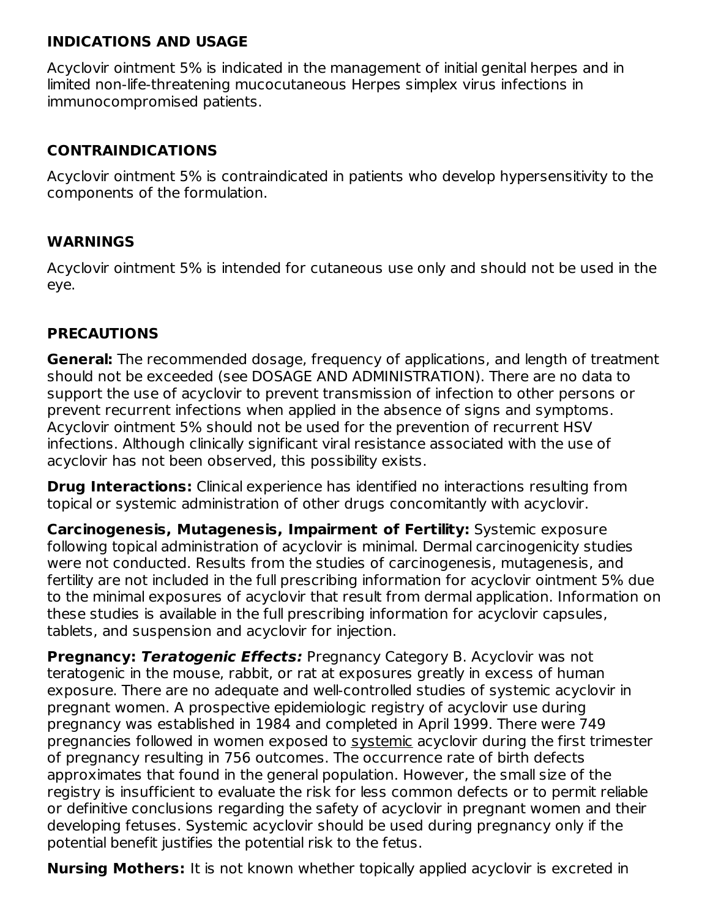## INDICATIONS AND USAGE

Acyclovir ointment 5% is indicated in the management of initial genital herpes and in limited non-life-threatening mucocutaneous Herpes simplex virus infections in immunocompromised patients.

## CONTRAINDICATIONS

Acyclovir ointment 5% is contraindicated in patients who develop hypersensitivity to the components of the formulation.

## WARNINGS

Acyclovir ointment 5% is intended for cutaneous use only and should not be used in the eye.

## PRECAUTIONS

**General:** The recommended dosage, frequency of applications, and length of treatment should not be exceeded (see DOSAGE AND ADMINISTRATION). There are no data to support the use of acyclovir to prevent transmission of infection to other persons or prevent recurrent infections when applied in the absence of signs and symptoms. Acyclovir ointment 5% should not be used for the prevention of recurrent HSV infections. Although clinically significant viral resistance associated with the use of acyclovir has not been observed, this possibility exists.

**Drug Interactions:** Clinical experience has identified no interactions resulting from topical or systemic administration of other drugs concomitantly with acyclovir.

**Carcinogenesis, Mutagenesis, Impairment of Fertility:** Systemic exposure following topical administration of acyclovir is minimal. Dermal carcinogenicity studies were not conducted. Results from the studies of carcinogenesis, mutagenesis, and fertility are not included in the full prescribing information for acyclovir ointment 5% due to the minimal exposures of acyclovir that result from dermal application. Information on these studies is available in the full prescribing information for acyclovir capsules, tablets, and suspension and acyclovir for injection.

**Pregnancy:** ***Teratogenic Effects:*** Pregnancy Category B. Acyclovir was not teratogenic in the mouse, rabbit, or rat at exposures greatly in excess of human exposure. There are no adequate and well-controlled studies of systemic acyclovir in pregnant women. A prospective epidemiologic registry of acyclovir use during pregnancy was established in 1984 and completed in April 1999. There were 749 pregnancies followed in women exposed to systemic acyclovir during the first trimester of pregnancy resulting in 756 outcomes. The occurrence rate of birth defects approximates that found in the general population. However, the small size of the registry is insufficient to evaluate the risk for less common defects or to permit reliable or definitive conclusions regarding the safety of acyclovir in pregnant women and their developing fetuses. Systemic acyclovir should be used during pregnancy only if the potential benefit justifies the potential risk to the fetus.

**Nursing Mothers:** It is not known whether topically applied acyclovir is excreted in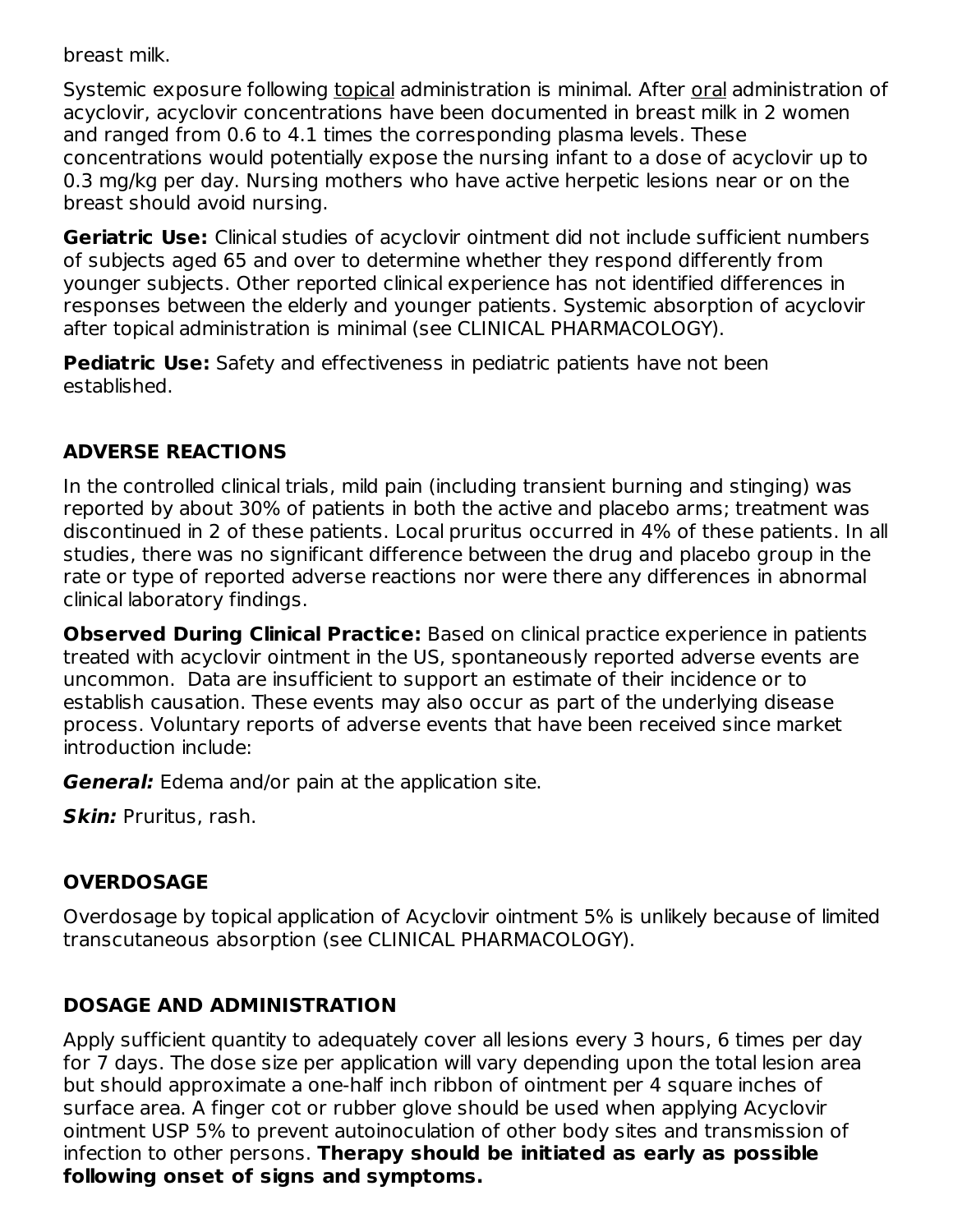breast milk.

Systemic exposure following topical administration is minimal. After oral administration of acyclovir, acyclovir concentrations have been documented in breast milk in 2 women and ranged from 0.6 to 4.1 times the corresponding plasma levels. These concentrations would potentially expose the nursing infant to a dose of acyclovir up to 0.3 mg/kg per day. Nursing mothers who have active herpetic lesions near or on the breast should avoid nursing.

**Geriatric Use:** Clinical studies of acyclovir ointment did not include sufficient numbers of subjects aged 65 and over to determine whether they respond differently from younger subjects. Other reported clinical experience has not identified differences in responses between the elderly and younger patients. Systemic absorption of acyclovir after topical administration is minimal (see CLINICAL PHARMACOLOGY).

**Pediatric Use:** Safety and effectiveness in pediatric patients have not been established.

## ADVERSE REACTIONS

In the controlled clinical trials, mild pain (including transient burning and stinging) was reported by about 30% of patients in both the active and placebo arms; treatment was discontinued in 2 of these patients. Local pruritus occurred in 4% of these patients. In all studies, there was no significant difference between the drug and placebo group in the rate or type of reported adverse reactions nor were there any differences in abnormal clinical laboratory findings.

**Observed During Clinical Practice:** Based on clinical practice experience in patients treated with acyclovir ointment in the US, spontaneously reported adverse events are uncommon. Data are insufficient to support an estimate of their incidence or to establish causation. These events may also occur as part of the underlying disease process. Voluntary reports of adverse events that have been received since market introduction include:

***General:*** Edema and/or pain at the application site.

***Skin:*** Pruritus, rash.

## OVERDOSAGE

Overdosage by topical application of Acyclovir ointment 5% is unlikely because of limited transcutaneous absorption (see CLINICAL PHARMACOLOGY).

## DOSAGE AND ADMINISTRATION

Apply sufficient quantity to adequately cover all lesions every 3 hours, 6 times per day for 7 days. The dose size per application will vary depending upon the total lesion area but should approximate a one-half inch ribbon of ointment per 4 square inches of surface area. A finger cot or rubber glove should be used when applying Acyclovir ointment USP 5% to prevent autoinoculation of other body sites and transmission of infection to other persons. **Therapy should be initiated as early as possible following onset of signs and symptoms.**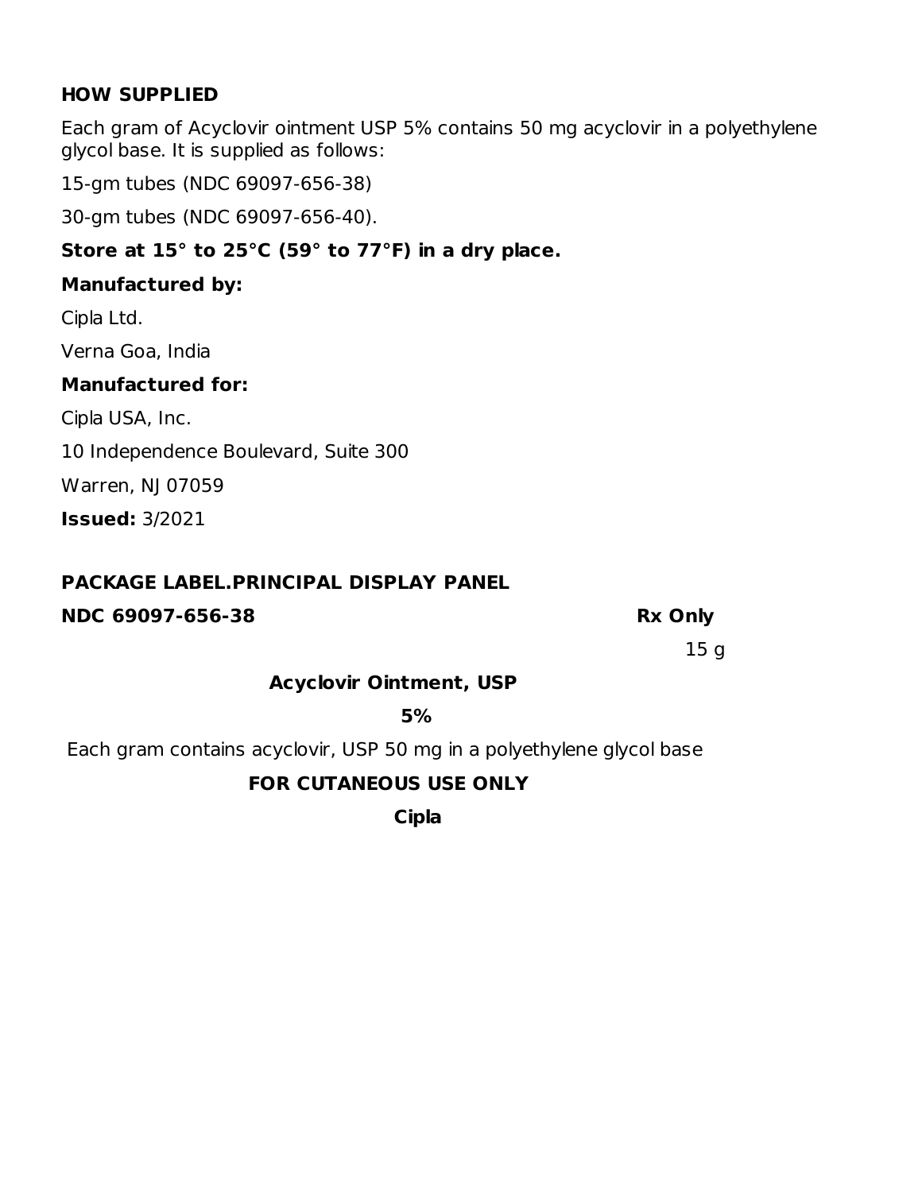## HOW SUPPLIED

Each gram of Acyclovir ointment USP 5% contains 50 mg acyclovir in a polyethylene glycol base. It is supplied as follows:

15-gm tubes (NDC 69097-656-38)

30-gm tubes (NDC 69097-656-40).

**Store at 15° to 25°C (59° to 77°F) in a dry place.**

**Manufactured by:**

Cipla Ltd.

Verna Goa, India

**Manufactured for:**

Cipla USA, Inc.

10 Independence Boulevard, Suite 300

Warren, NJ 07059

**Issued:** 3/2021

## PACKAGE LABEL.PRINCIPAL DISPLAY PANEL

**NDC 69097-656-38** **Rx Only**

15 g

**Acyclovir Ointment, USP**

**5%**

Each gram contains acyclovir, USP 50 mg in a polyethylene glycol base

**FOR CUTANEOUS USE ONLY**

**Cipla**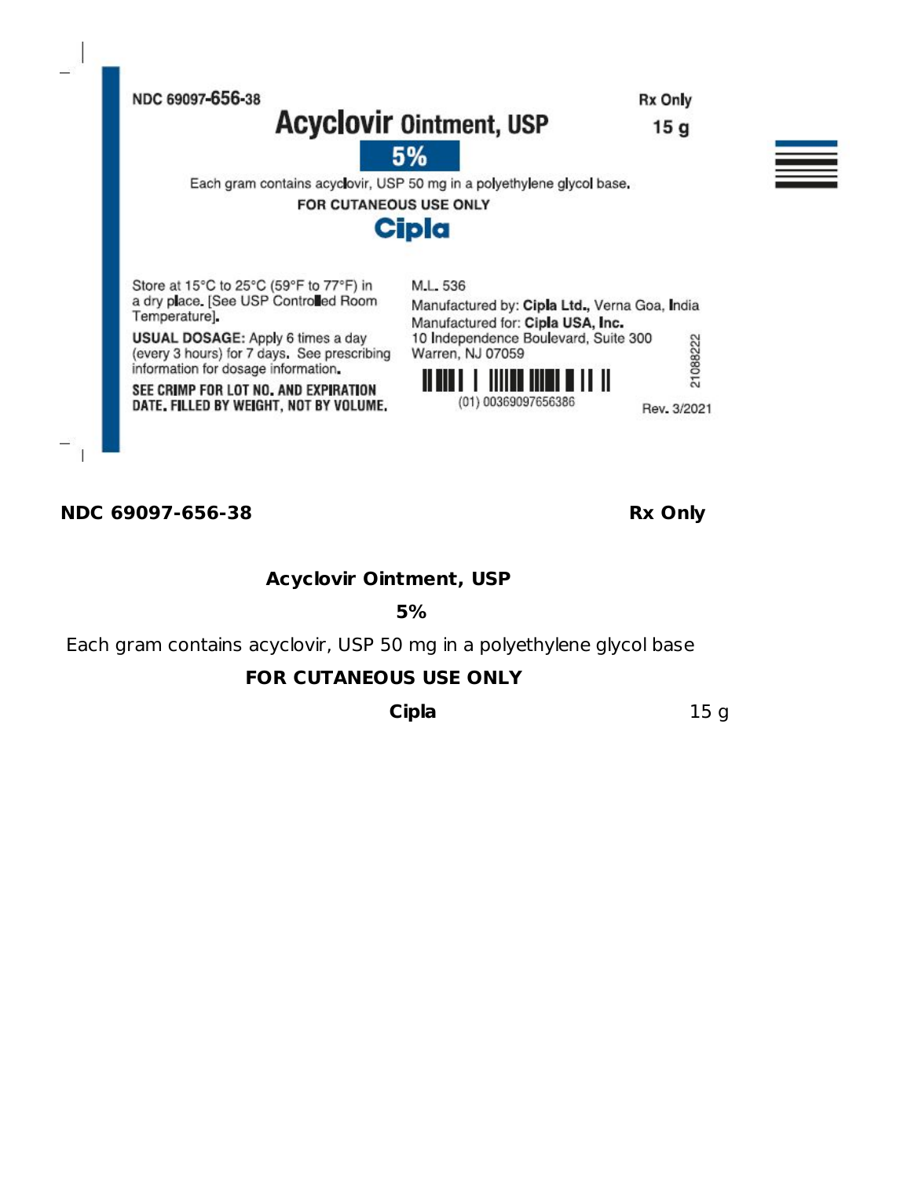NDC 69097-656-38

Rx Only

**Acyclovir Ointment, USP**

**5%**

15 g

Each gram contains acyclovir, USP 50 mg in a polyethylene glycol base.

**FOR CUTANEOUS USE ONLY**

**Cipla**

Store at 15°C to 25°C (59°F to 77°F) in a dry place. [See USP Controlled Room Temperature].

**USUAL DOSAGE:** Apply 6 times a day (every 3 hours) for 7 days. See prescribing information for dosage information.

**SEE CRIMP FOR LOT NO. AND EXPIRATION DATE. FILLED BY WEIGHT, NOT BY VOLUME.**

M.L. 536

Manufactured by: **Cipla Ltd.**, Verna Goa, India

Manufactured for: **Cipla USA, Inc.**

10 Independence Boulevard, Suite 300

Warren, NJ 07059

(01) 00369097656386

21088222

Rev. 3/2021

**NDC 69097-656-38** **Rx Only**

**Acyclovir Ointment, USP**

**5%**

Each gram contains acyclovir, USP 50 mg in a polyethylene glycol base

**FOR CUTANEOUS USE ONLY**

**Cipla** 15 g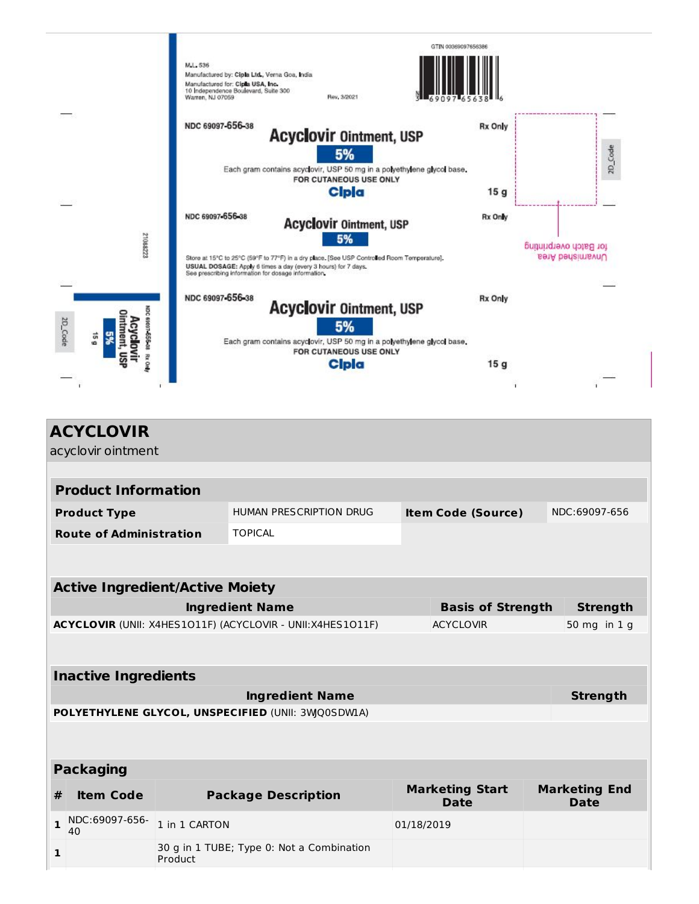M.L. 536
Manufactured by: Cipla Ltd., Verna Goa, India
Manufactured for: Cipla USA, Inc.
10 Independence Boulevard, Suite 300
Warren, NJ 07059

Rev. 3/2021

GTIN 00369097656386

NDC 69097-656-38

**Acyclovir Ointment, USP**

**5%**

Rx Only

Each gram contains acyclovir, USP 50 mg in a polyethylene glycol base.

FOR CUTANEOUS USE ONLY

Cipla

15 g

NDC 69097-656-38

**Acyclovir Ointment, USP**

**5%**

Rx Only

Store at 15°C to 25°C (59°F to 77°F) in a dry place. [See USP Controlled Room Temperature].

**USUAL DOSAGE:** Apply 6 times a day (every 3 hours) for 7 days.

See prescribing information for dosage information.

NDC 69097-656-38

**Acyclovir Ointment, USP**

**5%**

Rx Only

Each gram contains acyclovir, USP 50 mg in a polyethylene glycol base.

FOR CUTANEOUS USE ONLY

Cipla

15 g

2D_Code

Unvarnished Area for Batch overprinting

21088223

# ACYCLOVIR

acyclovir ointment

## Product Information

| Product Type | HUMAN PRESCRIPTION DRUG | Item Code (Source) | NDC:69097-656 |
|---|---|---|---|
| Route of Administration | TOPICAL | | |

## Active Ingredient/Active Moiety

| Ingredient Name | Basis of Strength | Strength |
|---|---|---|
| **ACYCLOVIR** (UNII: X4HES1O11F) (ACYCLOVIR - UNII:X4HES1O11F) | ACYCLOVIR | 50 mg in 1 g |

## Inactive Ingredients

| Ingredient Name | Strength |
|---|---|
| **POLYETHYLENE GLYCOL, UNSPECIFIED** (UNII: 3WJQ0SDW1A) | |

## Packaging

| # | Item Code | Package Description | Marketing Start Date | Marketing End Date |
|---|---|---|---|---|
| 1 | NDC:69097-656-40 | 1 in 1 CARTON | 01/18/2019 | |
| 1 | | 30 g in 1 TUBE; Type 0: Not a Combination Product | | |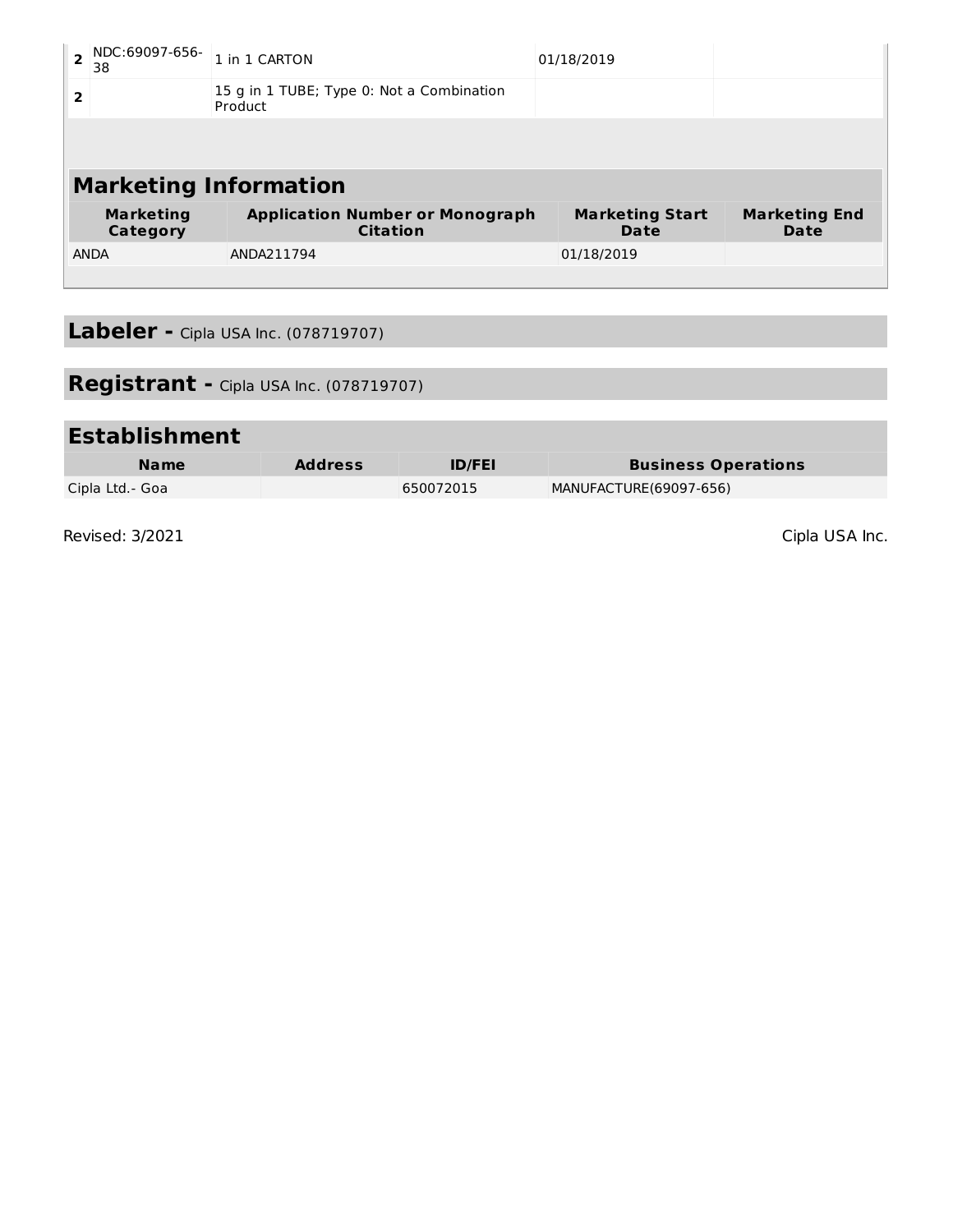| | | | | |
|---|---|---|---|---|
| 2 | NDC:69097-656-38 | 1 in 1 CARTON | 01/18/2019 | |
| 2 | | 15 g in 1 TUBE; Type 0: Not a Combination Product | | |

## Marketing Information

| Marketing Category | Application Number or Monograph Citation | Marketing Start Date | Marketing End Date |
|---|---|---|---|
| ANDA | ANDA211794 | 01/18/2019 | |

## Labeler - Cipla USA Inc. (078719707)

## Registrant - Cipla USA Inc. (078719707)

## Establishment

| Name | Address | ID/FEI | Business Operations |
|---|---|---|---|
| Cipla Ltd.- Goa | | 650072015 | MANUFACTURE(69097-656) |

Revised: 3/2021

Cipla USA Inc.